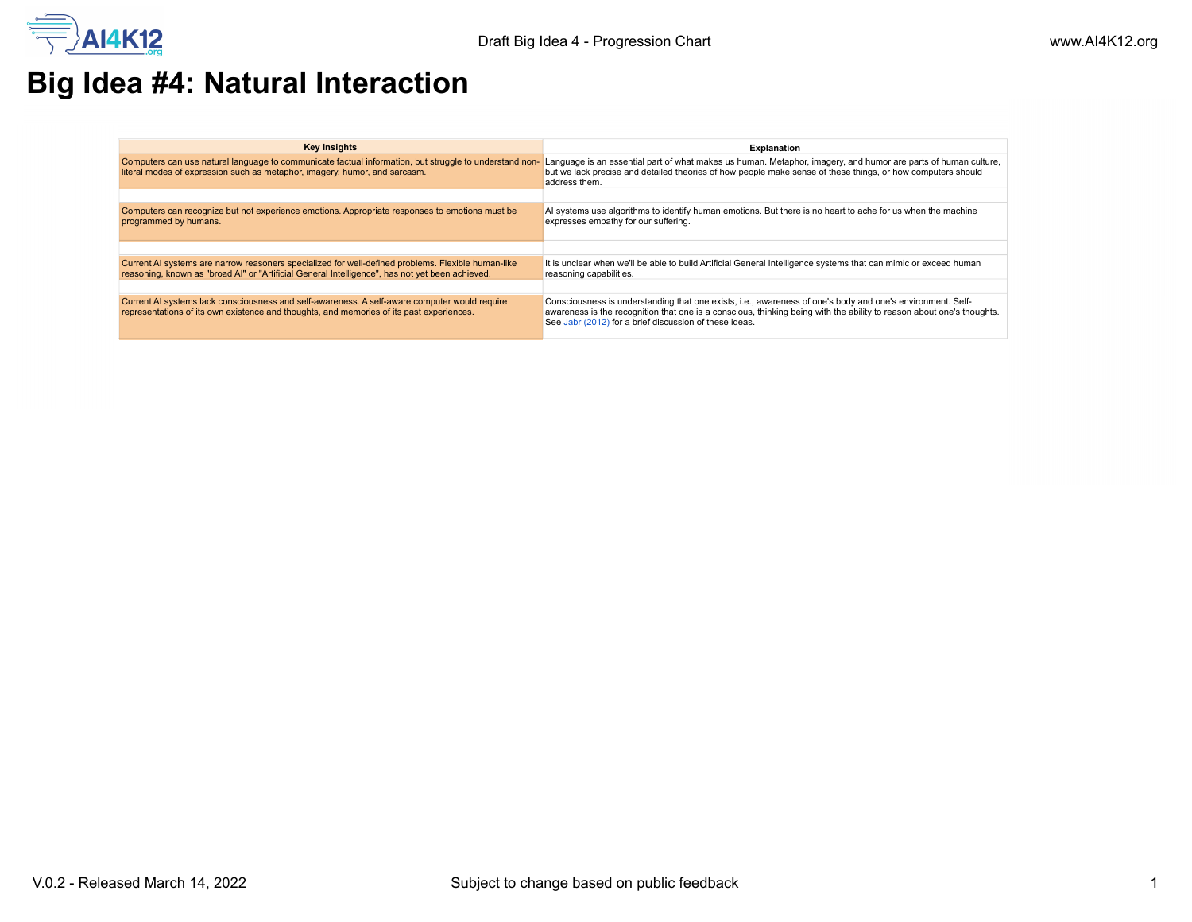# Big Idea #4: Natural Interaction

| Key Insights | Explanation |
|---|---|
| Computers can use natural language to communicate factual information, but struggle to understand non-literal modes of expression such as metaphor, imagery, humor, and sarcasm. | Language is an essential part of what makes us human. Metaphor, imagery, and humor are parts of human culture, but we lack precise and detailed theories of how people make sense of these things, or how computers should address them. |
| Computers can recognize but not experience emotions. Appropriate responses to emotions must be programmed by humans. | AI systems use algorithms to identify human emotions. But there is no heart to ache for us when the machine expresses empathy for our suffering. |
| Current AI systems are narrow reasoners specialized for well-defined problems. Flexible human-like reasoning, known as "broad AI" or "Artificial General Intelligence", has not yet been achieved. | It is unclear when we'll be able to build Artificial General Intelligence systems that can mimic or exceed human reasoning capabilities. |
| Current AI systems lack consciousness and self-awareness. A self-aware computer would require representations of its own existence and thoughts, and memories of its past experiences. | Consciousness is understanding that one exists, i.e., awareness of one's body and one's environment. Self-awareness is the recognition that one is a conscious, thinking being with the ability to reason about one's thoughts. See Jabr (2012) for a brief discussion of these ideas. |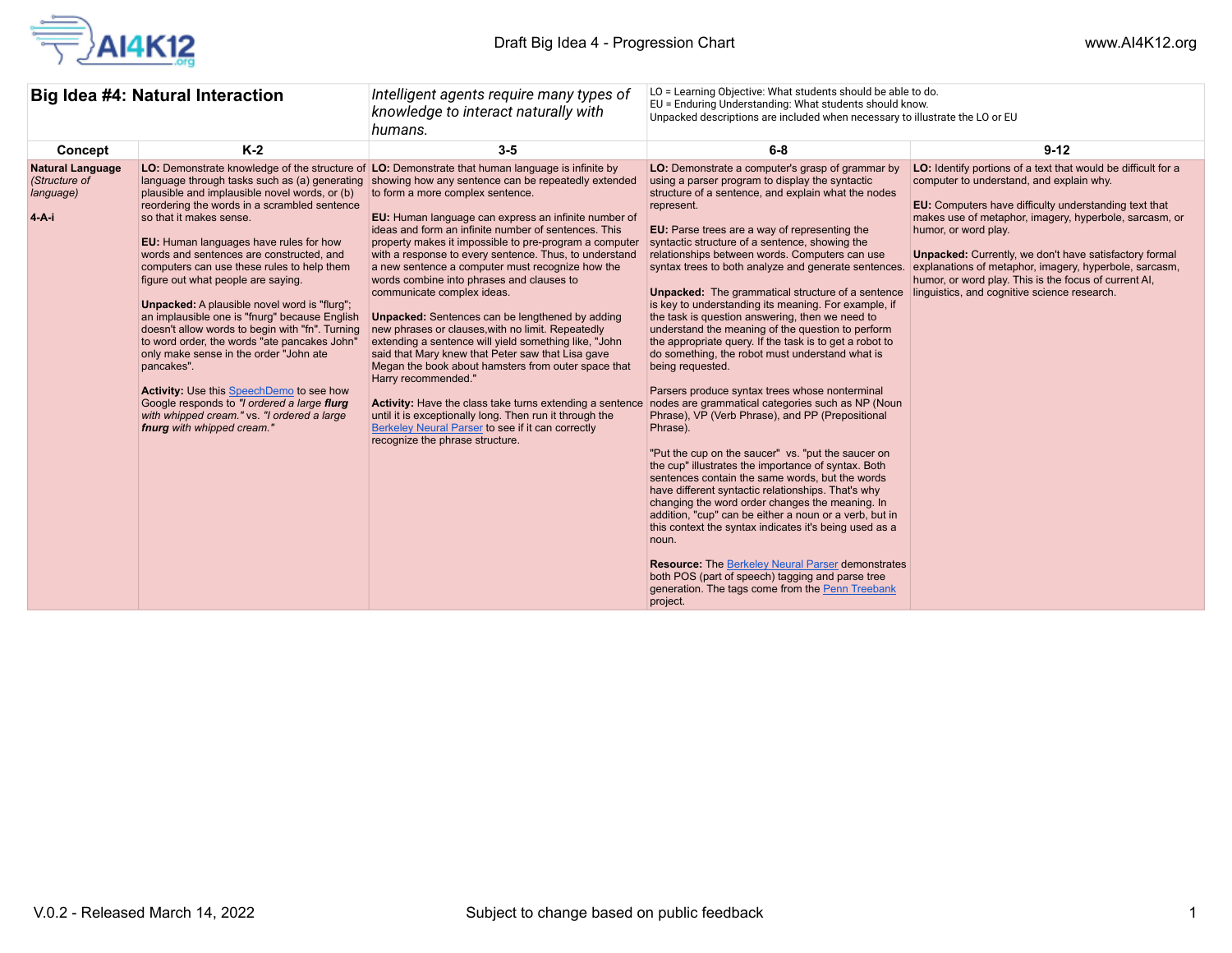| Big Idea #4: Natural Interaction | | *Intelligent agents require many types of knowledge to interact naturally with humans.* | LO = Learning Objective: What students should be able to do.<br>EU = Enduring Understanding: What students should know.<br>Unpacked descriptions are included when necessary to illustrate the LO or EU | |
|---|---|---|---|---|
| **Concept** | **K-2** | **3-5** | **6-8** | **9-12** |
| **Natural Language**<br>*(Structure of language)*<br><br>**4-A-i** | **LO:** Demonstrate knowledge of the structure of language through tasks such as (a) generating plausible and implausible novel words, or (b) reordering the words in a scrambled sentence so that it makes sense.<br><br>**EU:** Human languages have rules for how words and sentences are constructed, and computers can use these rules to help them figure out what people are saying.<br><br>**Unpacked:** A plausible novel word is "flurg"; an implausible one is "fnurg" because English doesn't allow words to begin with "fn". Turning to word order, the words "ate pancakes John" only make sense in the order "John ate pancakes".<br><br>**Activity:** Use this SpeechDemo to see how Google responds to *"I ordered a large **flurg** with whipped cream."* vs. *"I ordered a large **fnurg** with whipped cream."* | **LO:** Demonstrate that human language is infinite by showing how any sentence can be repeatedly extended to form a more complex sentence.<br><br>**EU:** Human language can express an infinite number of ideas and form an infinite number of sentences. This property makes it impossible to pre-program a computer with a response to every sentence. Thus, to understand a new sentence a computer must recognize how the words combine into phrases and clauses to communicate complex ideas.<br><br>**Unpacked:** Sentences can be lengthened by adding new phrases or clauses,with no limit. Repeatedly extending a sentence will yield something like, "John said that Mary knew that Peter saw that Lisa gave Megan the book about hamsters from outer space that Harry recommended."<br><br>**Activity:** Have the class take turns extending a sentence until it is exceptionally long. Then run it through the Berkeley Neural Parser to see if it can correctly recognize the phrase structure. | **LO:** Demonstrate a computer's grasp of grammar by using a parser program to display the syntactic structure of a sentence, and explain what the nodes represent.<br><br>**EU:** Parse trees are a way of representing the syntactic structure of a sentence, showing the relationships between words. Computers can use syntax trees to both analyze and generate sentences.<br><br>**Unpacked:** The grammatical structure of a sentence is key to understanding its meaning. For example, if the task is question answering, then we need to understand the meaning of the question to perform the appropriate query. If the task is to get a robot to do something, the robot must understand what is being requested.<br><br>Parsers produce syntax trees whose nonterminal nodes are grammatical categories such as NP (Noun Phrase), VP (Verb Phrase), and PP (Prepositional Phrase).<br><br>"Put the cup on the saucer" vs. "put the saucer on the cup" illustrates the importance of syntax. Both sentences contain the same words, but the words have different syntactic relationships. That's why changing the word order changes the meaning. In addition, "cup" can be either a noun or a verb, but in this context the syntax indicates it's being used as a noun.<br><br>**Resource:** The Berkeley Neural Parser demonstrates both POS (part of speech) tagging and parse tree generation. The tags come from the Penn Treebank project. | **LO:** Identify portions of a text that would be difficult for a computer to understand, and explain why.<br><br>**EU:** Computers have difficulty understanding text that makes use of metaphor, imagery, hyperbole, sarcasm, or humor, or word play.<br><br>**Unpacked:** Currently, we don't have satisfactory formal explanations of metaphor, imagery, hyperbole, sarcasm, humor, or word play. This is the focus of current AI, linguistics, and cognitive science research. |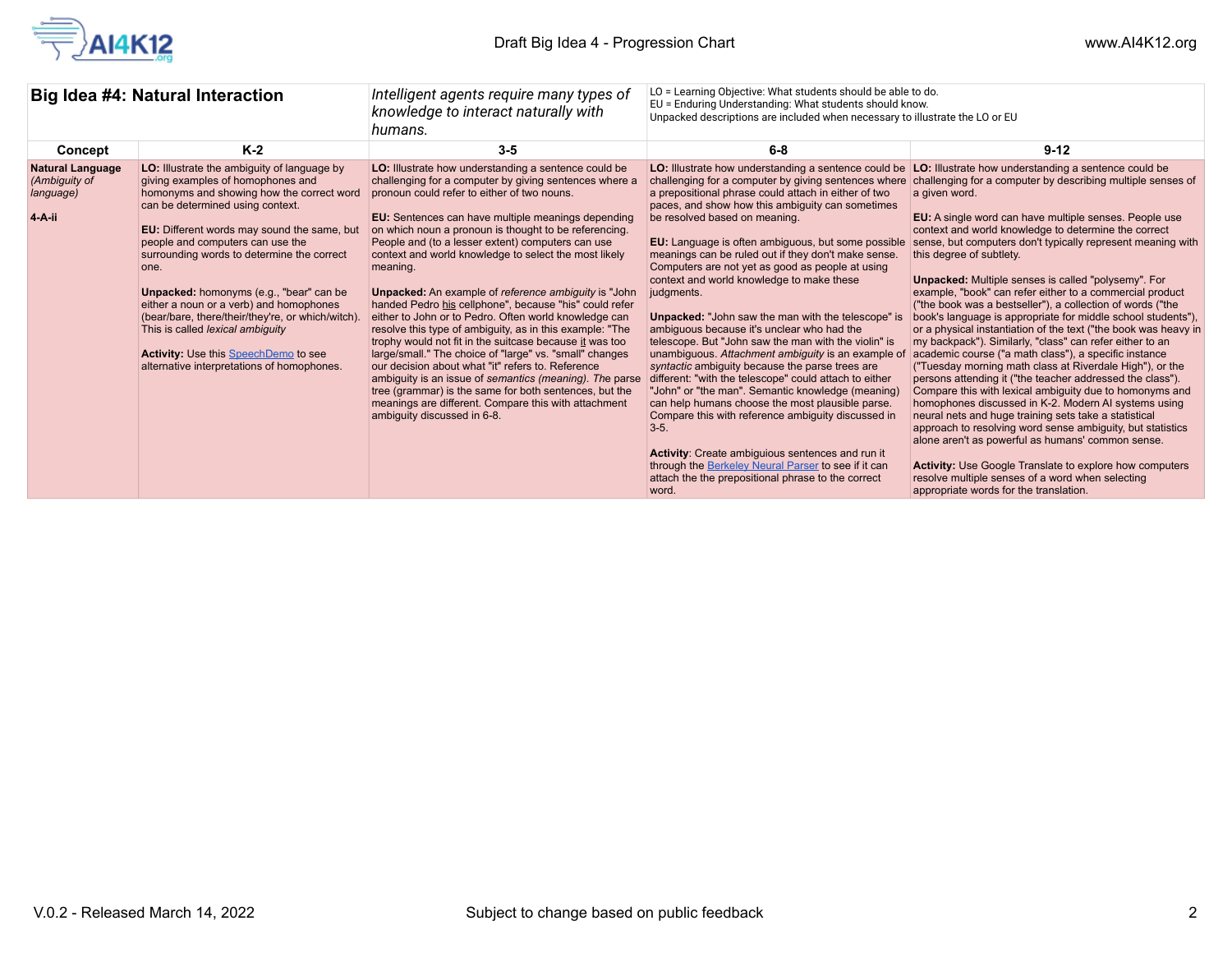| Big Idea #4: Natural Interaction | | *Intelligent agents require many types of knowledge to interact naturally with humans.* | LO = Learning Objective: What students should be able to do.<br>EU = Enduring Understanding: What students should know.<br>Unpacked descriptions are included when necessary to illustrate the LO or EU | |
|---|---|---|---|---|
| **Concept** | **K-2** | **3-5** | **6-8** | **9-12** |
| **Natural Language** *(Ambiguity of language)*<br><br>**4-A-ii** | **LO:** Illustrate the ambiguity of language by giving examples of homophones and homonyms and showing how the correct word can be determined using context.<br><br>**EU:** Different words may sound the same, but people and computers can use the surrounding words to determine the correct one.<br><br>**Unpacked:** homonyms (e.g., "bear" can be either a noun or a verb) and homophones (bear/bare, there/their/they're, or which/witch). This is called *lexical ambiguity*<br><br>**Activity:** Use this SpeechDemo to see alternative interpretations of homophones. | **LO:** Illustrate how understanding a sentence could be challenging for a computer by giving sentences where a pronoun could refer to either of two nouns.<br><br>**EU:** Sentences can have multiple meanings depending on which noun a pronoun is thought to be referencing. People and (to a lesser extent) computers can use context and world knowledge to select the most likely meaning.<br><br>**Unpacked:** An example of *reference ambiguity* is "John handed Pedro his cellphone", because "his" could refer either to John or to Pedro. Often world knowledge can resolve this type of ambiguity, as in this example: "The trophy would not fit in the suitcase because it was too large/small." The choice of "large" vs. "small" changes our decision about what "it" refers to. Reference ambiguity is an issue of *semantics (meaning). The* parse tree (grammar) is the same for both sentences, but the meanings are different. Compare this with attachment ambiguity discussed in 6-8. | **LO:** Illustrate how understanding a sentence could be challenging for a computer by giving sentences where a prepositional phrase could attach in either of two paces, and show how this ambiguity can sometimes be resolved based on meaning.<br><br>**EU:** Language is often ambiguous, but some possible meanings can be ruled out if they don't make sense. Computers are not yet as good as people at using context and world knowledge to make these judgments.<br><br>**Unpacked:** "John saw the man with the telescope" is ambiguous because it's unclear who had the telescope. But "John saw the man with the violin" is unambiguous. *Attachment ambiguity* is an example of *syntactic* ambiguity because the parse trees are different: "with the telescope" could attach to either "John" or "the man". Semantic knowledge (meaning) can help humans choose the most plausible parse. Compare this with reference ambiguity discussed in 3-5.<br><br>**Activity**: Create ambiguious sentences and run it through the Berkeley Neural Parser to see if it can attach the the prepositional phrase to the correct word. | **LO:** Illustrate how understanding a sentence could be challenging for a computer by describing multiple senses of a given word.<br><br>**EU:** A single word can have multiple senses. People use context and world knowledge to determine the correct sense, but computers don't typically represent meaning with this degree of subtlety.<br><br>**Unpacked:** Multiple senses is called "polysemy". For example, "book" can refer either to a commercial product ("the book was a bestseller"), a collection of words ("the book's language is appropriate for middle school students"), or a physical instantiation of the text ("the book was heavy in my backpack"). Similarly, "class" can refer either to an academic course ("a math class"), a specific instance ("Tuesday morning math class at Riverdale High"), or the persons attending it ("the teacher addressed the class"). Compare this with lexical ambiguity due to homonyms and homophones discussed in K-2. Modern AI systems using neural nets and huge training sets take a statistical approach to resolving word sense ambiguity, but statistics alone aren't as powerful as humans' common sense.<br><br>**Activity:** Use Google Translate to explore how computers resolve multiple senses of a word when selecting appropriate words for the translation. |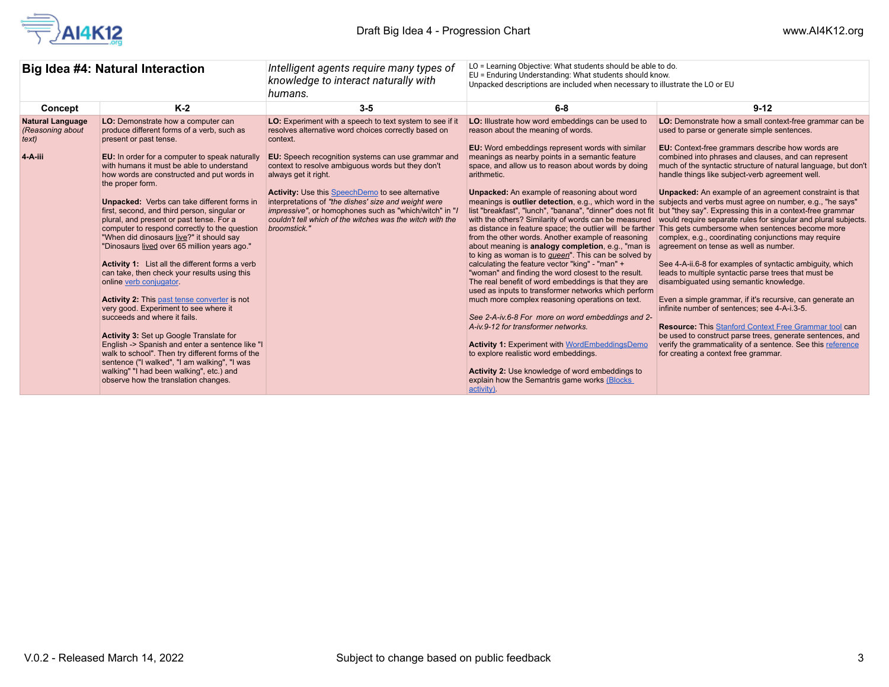| **Big Idea #4: Natural Interaction** | *Intelligent agents require many types of knowledge to interact naturally with humans.* | LO = Learning Objective: What students should be able to do.<br>EU = Enduring Understanding: What students should know.<br>Unpacked descriptions are included when necessary to illustrate the LO or EU | | |
|---|---|---|---|---|
| **Concept** | **K-2** | **3-5** | **6-8** | **9-12** |
| **Natural Language** *(Reasoning about text)*<br><br>**4-A-iii** | **LO:** Demonstrate how a computer can produce different forms of a verb, such as present or past tense.<br><br>**EU:** In order for a computer to speak naturally with humans it must be able to understand how words are constructed and put words in the proper form.<br><br>**Unpacked:** Verbs can take different forms in first, second, and third person, singular or plural, and present or past tense. For a computer to respond correctly to the question "When did dinosaurs live?" it should say "Dinosaurs lived over 65 million years ago."<br><br>**Activity 1:** List all the different forms a verb can take, then check your results using this online verb conjugator.<br><br>**Activity 2:** This past tense converter is not very good. Experiment to see where it succeeds and where it fails.<br><br>**Activity 3:** Set up Google Translate for English -> Spanish and enter a sentence like "I walk to school". Then try different forms of the sentence ("I walked", "I am walking", "I was walking" "I had been walking", etc.) and observe how the translation changes. | **LO:** Experiment with a speech to text system to see if it resolves alternative word choices correctly based on context.<br><br>**EU:** Speech recognition systems can use grammar and context to resolve ambiguous words but they don't always get it right.<br><br>**Activity:** Use this SpeechDemo to see alternative interpretations of *"the dishes' size and weight were impressive"*, or homophones such as "which/witch" in *"I couldn't tell which of the witches was the witch with the broomstick."* | **LO:** Illustrate how word embeddings can be used to reason about the meaning of words.<br><br>**EU:** Word embeddings represent words with similar meanings as nearby points in a semantic feature space, and allow us to reason about words by doing arithmetic.<br><br>**Unpacked:** An example of reasoning about word meanings is **outlier detection**, e.g., which word in the list "breakfast", "lunch", "banana", "dinner" does not fit with the others? Similarity of words can be measured as distance in feature space; the outlier will be farther from the other words. Another example of reasoning about meaning is **analogy completion**, e.g., "man is to king as woman is to *queen*". This can be solved by calculating the feature vector "king" - "man" + "woman" and finding the word closest to the result. The real benefit of word embeddings is that they are used as inputs to transformer networks which perform much more complex reasoning operations on text.<br><br>*See 2-A-iv.6-8 For more on word embeddings and 2-A-iv.9-12 for transformer networks.*<br><br>**Activity 1:** Experiment with WordEmbeddingsDemo to explore realistic word embeddings.<br><br>**Activity 2:** Use knowledge of word embeddings to explain how the Semantris game works (Blocks activity). | **LO:** Demonstrate how a small context-free grammar can be used to parse or generate simple sentences.<br><br>**EU:** Context-free grammars describe how words are combined into phrases and clauses, and can represent much of the syntactic structure of natural language, but don't handle things like subject-verb agreement well.<br><br>**Unpacked:** An example of an agreement constraint is that subjects and verbs must agree on number, e.g., "he says" but "they say". Expressing this in a context-free grammar would require separate rules for singular and plural subjects. This gets cumbersome when sentences become more complex, e.g., coordinating conjunctions may require agreement on tense as well as number.<br><br>See 4-A-ii.6-8 for examples of syntactic ambiguity, which leads to multiple syntactic parse trees that must be disambiguated using semantic knowledge.<br><br>Even a simple grammar, if it's recursive, can generate an infinite number of sentences; see 4-A-i.3-5.<br><br>**Resource:** This Stanford Context Free Grammar tool can be used to construct parse trees, generate sentences, and verify the grammaticality of a sentence. See this reference for creating a context free grammar. |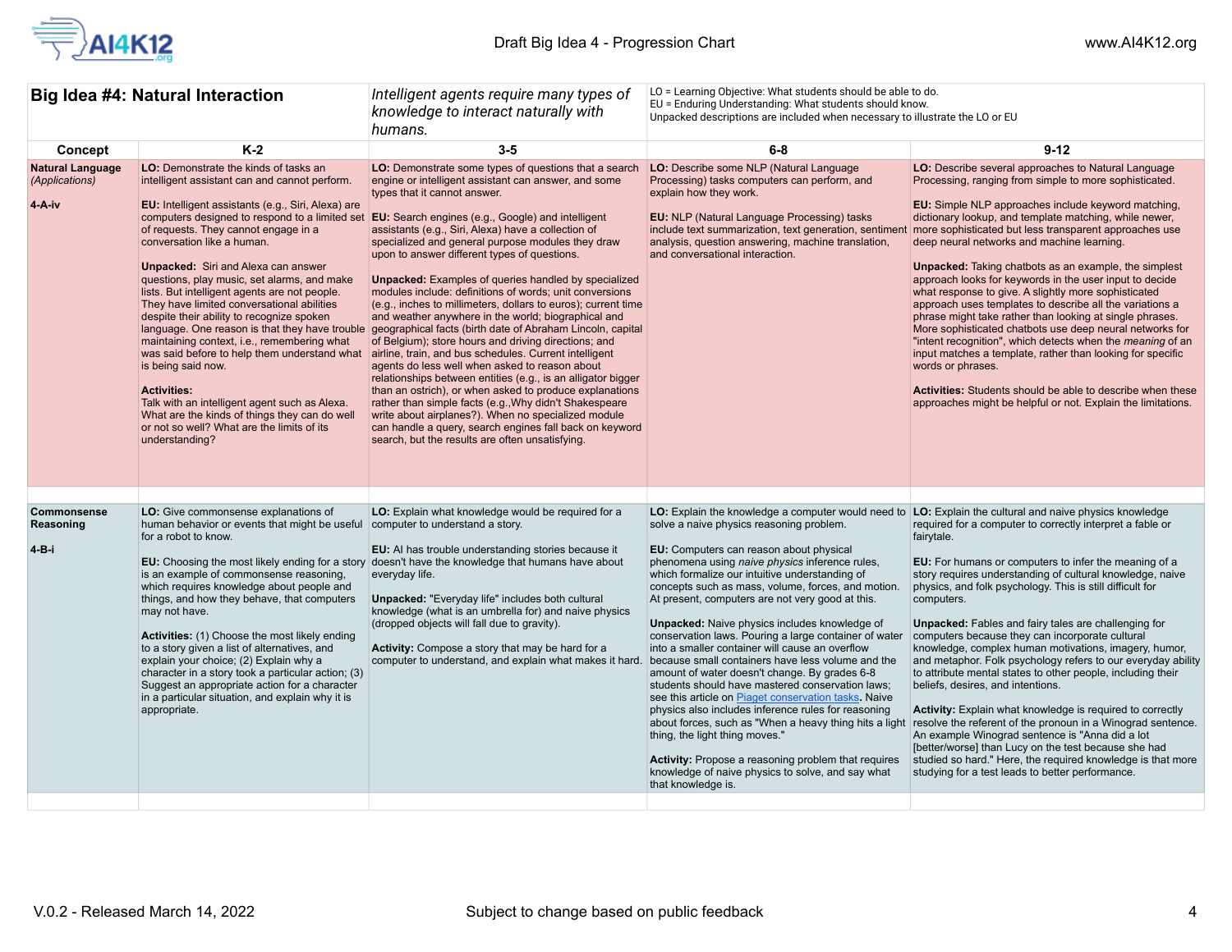| **Big Idea #4: Natural Interaction** | *Intelligent agents require many types of knowledge to interact naturally with humans.* | LO = Learning Objective: What students should be able to do.<br>EU = Enduring Understanding: What students should know.<br>Unpacked descriptions are included when necessary to illustrate the LO or EU | | |
|---|---|---|---|---|
| **Concept** | **K-2** | **3-5** | **6-8** | **9-12** |
| **Natural Language** *(Applications)*<br><br>**4-A-iv** | **LO:** Demonstrate the kinds of tasks an intelligent assistant can and cannot perform.<br><br>**EU:** Intelligent assistants (e.g., Siri, Alexa) are computers designed to respond to a limited set of requests. They cannot engage in a conversation like a human.<br><br>**Unpacked:** Siri and Alexa can answer questions, play music, set alarms, and make lists. But intelligent agents are not people. They have limited conversational abilities despite their ability to recognize spoken language. One reason is that they have trouble maintaining context, i.e., remembering what was said before to help them understand what is being said now.<br><br>**Activities:**<br>Talk with an intelligent agent such as Alexa. What are the kinds of things they can do well or not so well? What are the limits of its understanding? | **LO:** Demonstrate some types of questions that a search engine or intelligent assistant can answer, and some types that it cannot answer.<br><br>**EU:** Search engines (e.g., Google) and intelligent assistants (e.g., Siri, Alexa) have a collection of specialized and general purpose modules they draw upon to answer different types of questions.<br><br>**Unpacked:** Examples of queries handled by specialized modules include: definitions of words; unit conversions (e.g., inches to millimeters, dollars to euros); current time and weather anywhere in the world; biographical and geographical facts (birth date of Abraham Lincoln, capital of Belgium); store hours and driving directions; and airline, train, and bus schedules. Current intelligent agents do less well when asked to reason about relationships between entities (e.g., is an alligator bigger than an ostrich), or when asked to produce explanations rather than simple facts (e.g.,Why didn't Shakespeare write about airplanes?). When no specialized module can handle a query, search engines fall back on keyword search, but the results are often unsatisfying. | **LO:** Describe some NLP (Natural Language Processing) tasks computers can perform, and explain how they work.<br><br>**EU:** NLP (Natural Language Processing) tasks include text summarization, text generation, sentiment analysis, question answering, machine translation, and conversational interaction. | **LO:** Describe several approaches to Natural Language Processing, ranging from simple to more sophisticated.<br><br>**EU:** Simple NLP approaches include keyword matching, dictionary lookup, and template matching, while newer, more sophisticated but less transparent approaches use deep neural networks and machine learning.<br><br>**Unpacked:** Taking chatbots as an example, the simplest approach looks for keywords in the user input to decide what response to give. A slightly more sophisticated approach uses templates to describe all the variations a phrase might take rather than looking at single phrases. More sophisticated chatbots use deep neural networks for "intent recognition", which detects when the *meaning* of an input matches a template, rather than looking for specific words or phrases.<br><br>**Activities:** Students should be able to describe when these approaches might be helpful or not. Explain the limitations. |
| **Commonsense Reasoning**<br><br>**4-B-i** | **LO:** Give commonsense explanations of human behavior or events that might be useful for a robot to know.<br><br>**EU:** Choosing the most likely ending for a story is an example of commonsense reasoning, which requires knowledge about people and things, and how they behave, that computers may not have.<br><br>**Activities:** (1) Choose the most likely ending to a story given a list of alternatives, and explain your choice; (2) Explain why a character in a story took a particular action; (3) Suggest an appropriate action for a character in a particular situation, and explain why it is appropriate. | **LO:** Explain what knowledge would be required for a computer to understand a story.<br><br>**EU:** AI has trouble understanding stories because it doesn't have the knowledge that humans have about everyday life.<br><br>**Unpacked:** "Everyday life" includes both cultural knowledge (what is an umbrella for) and naive physics (dropped objects will fall due to gravity).<br><br>**Activity:** Compose a story that may be hard for a computer to understand, and explain what makes it hard. | **LO:** Explain the knowledge a computer would need to solve a naive physics reasoning problem.<br><br>**EU:** Computers can reason about physical phenomena using *naive physics* inference rules, which formalize our intuitive understanding of concepts such as mass, volume, forces, and motion. At present, computers are not very good at this.<br><br>**Unpacked:** Naive physics includes knowledge of conservation laws. Pouring a large container of water into a smaller container will cause an overflow because small containers have less volume and the amount of water doesn't change. By grades 6-8 students should have mastered conservation laws; see this article on Piaget conservation tasks. Naive physics also includes inference rules for reasoning about forces, such as "When a heavy thing hits a light thing, the light thing moves."<br><br>**Activity:** Propose a reasoning problem that requires knowledge of naive physics to solve, and say what that knowledge is. | **LO:** Explain the cultural and naive physics knowledge required for a computer to correctly interpret a fable or fairytale.<br><br>**EU:** For humans or computers to infer the meaning of a story requires understanding of cultural knowledge, naive physics, and folk psychology. This is still difficult for computers.<br><br>**Unpacked:** Fables and fairy tales are challenging for computers because they can incorporate cultural knowledge, complex human motivations, imagery, humor, and metaphor. Folk psychology refers to our everyday ability to attribute mental states to other people, including their beliefs, desires, and intentions.<br><br>**Activity:** Explain what knowledge is required to correctly resolve the referent of the pronoun in a Winograd sentence. An example Winograd sentence is "Anna did a lot [better/worse] than Lucy on the test because she had studied so hard." Here, the required knowledge is that more studying for a test leads to better performance. |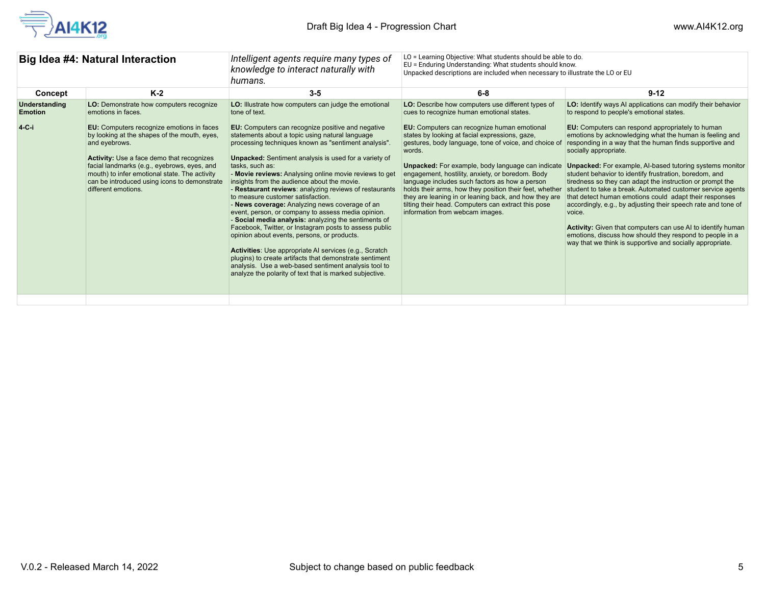| Big Idea #4: Natural Interaction | | *Intelligent agents require many types of knowledge to interact naturally with humans.* | LO = Learning Objective: What students should be able to do.<br>EU = Enduring Understanding: What students should know.<br>Unpacked descriptions are included when necessary to illustrate the LO or EU | |
|---|---|---|---|---|
| **Concept** | **K-2** | **3-5** | **6-8** | **9-12** |
| **Understanding Emotion**<br><br>**4-C-i** | **LO:** Demonstrate how computers recognize emotions in faces.<br><br>**EU:** Computers recognize emotions in faces by looking at the shapes of the mouth, eyes, and eyebrows.<br><br>**Activity:** Use a face demo that recognizes facial landmarks (e.g., eyebrows, eyes, and mouth) to infer emotional state. The activity can be introduced using icons to demonstrate different emotions. | **LO:** Illustrate how computers can judge the emotional tone of text.<br><br>**EU:** Computers can recognize positive and negative statements about a topic using natural language processing techniques known as "sentiment analysis".<br><br>**Unpacked:** Sentiment analysis is used for a variety of tasks, such as:<br>- **Movie reviews:** Analysing online movie reviews to get insights from the audience about the movie.<br>- **Restaurant reviews**: analyzing reviews of restaurants to measure customer satisfaction.<br>- **News coverage:** Analyzing news coverage of an event, person, or company to assess media opinion.<br>- **Social media analysis:** analyzing the sentiments of Facebook, Twitter, or Instagram posts to assess public opinion about events, persons, or products.<br><br>**Activities**: Use appropriate AI services (e.g., Scratch plugins) to create artifacts that demonstrate sentiment analysis. Use a web-based sentiment analysis tool to analyze the polarity of text that is marked subjective. | **LO:** Describe how computers use different types of cues to recognize human emotional states.<br><br>**EU:** Computers can recognize human emotional states by looking at facial expressions, gaze, gestures, body language, tone of voice, and choice of words.<br><br>**Unpacked:** For example, body language can indicate engagement, hostility, anxiety, or boredom. Body language includes such factors as how a person holds their arms, how they position their feet, whether they are leaning in or leaning back, and how they are tilting their head. Computers can extract this pose information from webcam images. | **LO:** Identify ways AI applications can modify their behavior to respond to people's emotional states.<br><br>**EU:** Computers can respond appropriately to human emotions by acknowledging what the human is feeling and responding in a way that the human finds supportive and socially appropriate.<br><br>**Unpacked:** For example, AI-based tutoring systems monitor student behavior to identify frustration, boredom, and tiredness so they can adapt the instruction or prompt the student to take a break. Automated customer service agents that detect human emotions could adapt their responses accordingly, e.g., by adjusting their speech rate and tone of voice.<br><br>**Activity:** Given that computers can use AI to identify human emotions, discuss how should they respond to people in a way that we think is supportive and socially appropriate. |
| | | | | |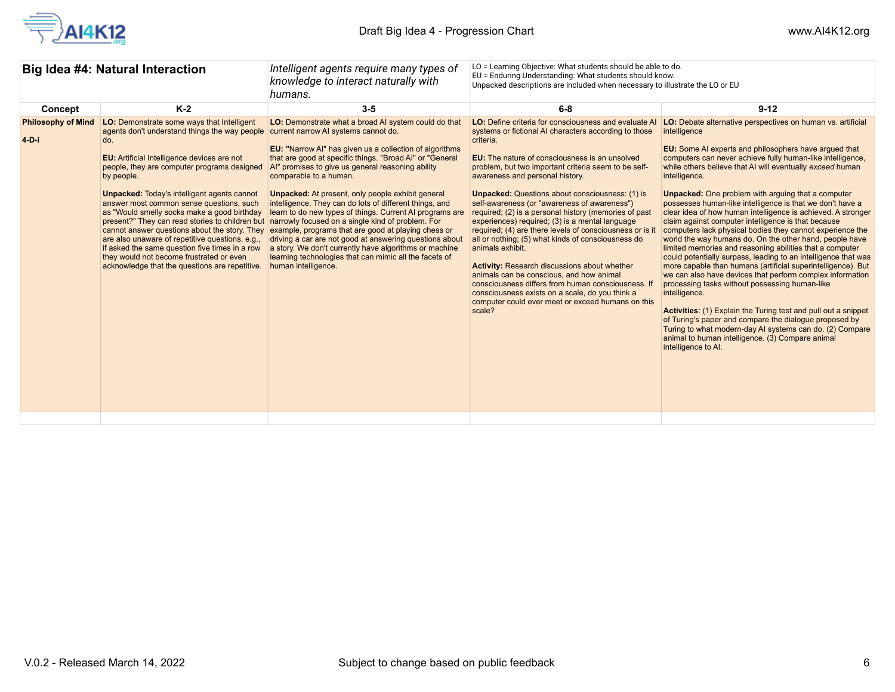| Big Idea #4: Natural Interaction | | *Intelligent agents require many types of knowledge to interact naturally with humans.* | LO = Learning Objective: What students should be able to do.<br>EU = Enduring Understanding: What students should know.<br>Unpacked descriptions are included when necessary to illustrate the LO or EU | |
|---|---|---|---|---|
| **Concept** | **K-2** | **3-5** | **6-8** | **9-12** |
| **Philosophy of Mind**<br><br>**4-D-i** | **LO:** Demonstrate some ways that Intelligent agents don't understand things the way people do.<br><br>**EU:** Artificial Intelligence devices are not people, they are computer programs designed by people.<br><br>**Unpacked:** Today's intelligent agents cannot answer most common sense questions, such as "Would smelly socks make a good birthday present?" They can read stories to children but cannot answer questions about the story. They are also unaware of repetitive questions, e.g., if asked the same question five times in a row they would not become frustrated or even acknowledge that the questions are repetitive. | **LO:** Demonstrate what a broad AI system could do that current narrow AI systems cannot do.<br><br>**EU: "**Narrow AI" has given us a collection of algorithms that are good at specific things. "Broad AI" or "General AI" promises to give us general reasoning ability comparable to a human.<br><br>**Unpacked:** At present, only people exhibit general intelligence. They can do lots of different things, and learn to do new types of things. Current AI programs are narrowly focused on a single kind of problem. For example, programs that are good at playing chess or driving a car are not good at answering questions about a story. We don't currently have algorithms or machine learning technologies that can mimic all the facets of human intelligence. | **LO:** Define criteria for consciousness and evaluate AI systems or fictional AI characters according to those criteria.<br><br>**EU:** The nature of consciousness is an unsolved problem, but two important criteria seem to be self-awareness and personal history.<br><br>**Unpacked:** Questions about consciousness: (1) is self-awareness (or "awareness of awareness") required; (2) is a personal history (memories of past experiences) required; (3) is a mental language required; (4) are there levels of consciousness or is it all or nothing; (5) what kinds of consciousness do animals exhibit.<br><br>**Activity:** Research discussions about whether animals can be conscious, and how animal consciousness differs from human consciousness. If consciousness exists on a scale, do you think a computer could ever meet or exceed humans on this scale? | **LO:** Debate alternative perspectives on human vs. artificial intelligence<br><br>**EU:** Some AI experts and philosophers have argued that computers can never achieve fully human-like intelligence, while others believe that AI will eventually *exceed* human intelligence.<br><br>**Unpacked:** One problem with arguing that a computer possesses human-like intelligence is that we don't have a clear idea of how human intelligence is achieved. A stronger claim against computer intelligence is that because computers lack physical bodies they cannot experience the world the way humans do. On the other hand, people have limited memories and reasoning abilities that a computer could potentially surpass, leading to an intelligence that was more capable than humans (artificial superintelligence). But we can also have devices that perform complex information processing tasks without possessing human-like intelligence.<br><br>**Activities**: (1) Explain the Turing test and pull out a snippet of Turing's paper and compare the dialogue proposed by Turing to what modern-day AI systems can do. (2) Compare animal to human intelligence. (3) Compare animal intelligence to AI. |